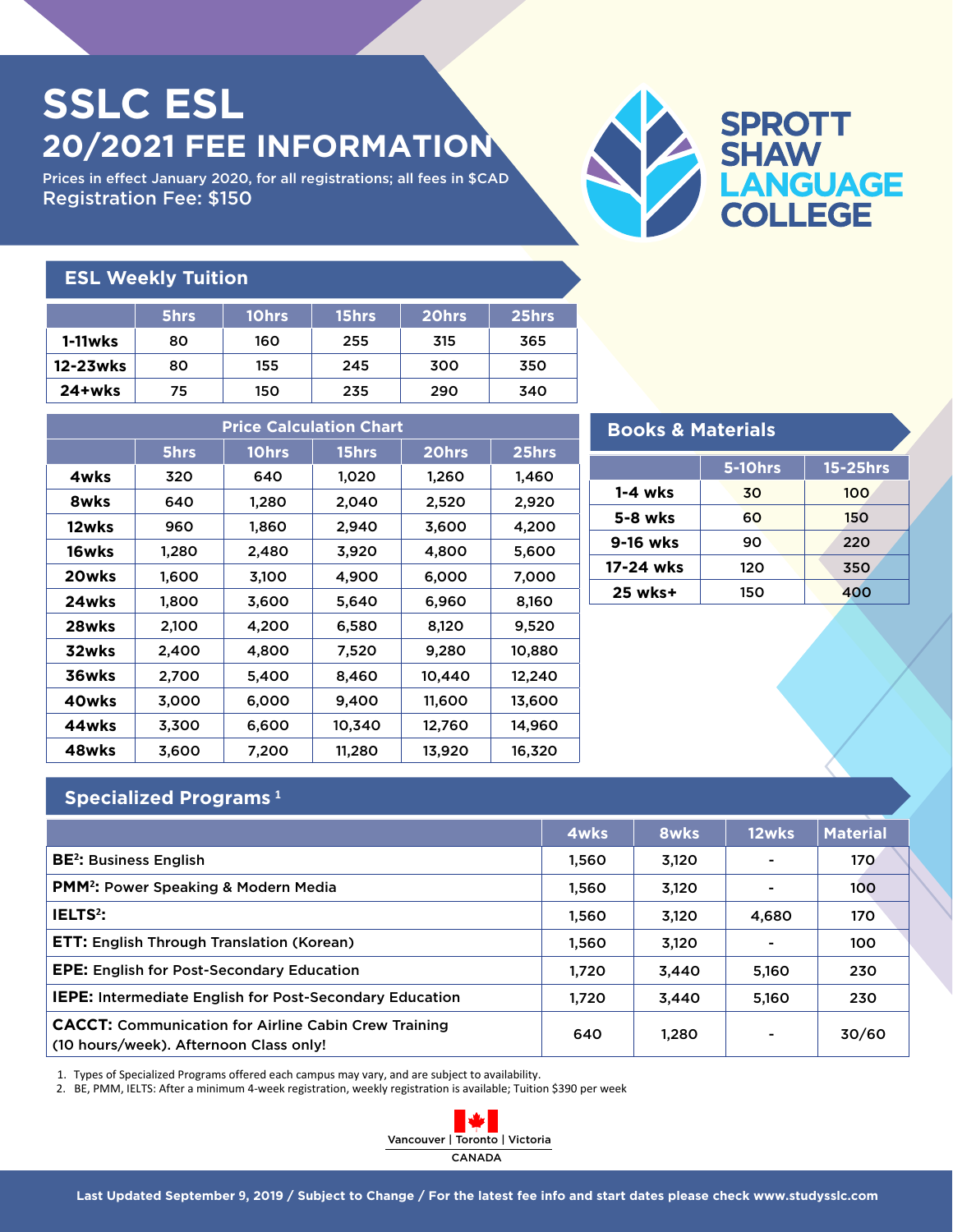# SSLC ESL
## 20/2021 FEE INFORMATION

Prices in effect January 2020, for all registrations; all fees in $CAD

Registration Fee: $150

SPROTT SHAW LANGUAGE COLLEGE

## ESL Weekly Tuition

| | 5hrs | 10hrs | 15hrs | 20hrs | 25hrs |
|---|---|---|---|---|---|
| 1-11wks | 80 | 160 | 255 | 315 | 365 |
| 12-23wks | 80 | 155 | 245 | 300 | 350 |
| 24+wks | 75 | 150 | 235 | 290 | 340 |

## Price Calculation Chart

| | 5hrs | 10hrs | 15hrs | 20hrs | 25hrs |
|---|---|---|---|---|---|
| 4wks | 320 | 640 | 1,020 | 1,260 | 1,460 |
| 8wks | 640 | 1,280 | 2,040 | 2,520 | 2,920 |
| 12wks | 960 | 1,860 | 2,940 | 3,600 | 4,200 |
| 16wks | 1,280 | 2,480 | 3,920 | 4,800 | 5,600 |
| 20wks | 1,600 | 3,100 | 4,900 | 6,000 | 7,000 |
| 24wks | 1,800 | 3,600 | 5,640 | 6,960 | 8,160 |
| 28wks | 2,100 | 4,200 | 6,580 | 8,120 | 9,520 |
| 32wks | 2,400 | 4,800 | 7,520 | 9,280 | 10,880 |
| 36wks | 2,700 | 5,400 | 8,460 | 10,440 | 12,240 |
| 40wks | 3,000 | 6,000 | 9,400 | 11,600 | 13,600 |
| 44wks | 3,300 | 6,600 | 10,340 | 12,760 | 14,960 |
| 48wks | 3,600 | 7,200 | 11,280 | 13,920 | 16,320 |

## Books & Materials

| | 5-10hrs | 15-25hrs |
|---|---|---|
| 1-4 wks | 30 | 100 |
| 5-8 wks | 60 | 150 |
| 9-16 wks | 90 | 220 |
| 17-24 wks | 120 | 350 |
| 25 wks+ | 150 | 400 |

## Specialized Programs [1]

| | 4wks | 8wks | 12wks | Material |
|---|---|---|---|---|
| **BE[2]:** Business English | 1,560 | 3,120 | - | 170 |
| **PMM[2]:** Power Speaking & Modern Media | 1,560 | 3,120 | - | 100 |
| **IELTS[2]:** | 1,560 | 3,120 | 4,680 | 170 |
| **ETT:** English Through Translation (Korean) | 1,560 | 3,120 | - | 100 |
| **EPE:** English for Post-Secondary Education | 1,720 | 3,440 | 5,160 | 230 |
| **IEPE:** Intermediate English for Post-Secondary Education | 1,720 | 3,440 | 5,160 | 230 |
| **CACCT:** Communication for Airline Cabin Crew Training (10 hours/week). Afternoon Class only! | 640 | 1,280 | - | 30/60 |

1. Types of Specialized Programs offered each campus may vary, and are subject to availability.
2. BE, PMM, IELTS: After a minimum 4-week registration, weekly registration is available; Tuition $390 per week

Vancouver | Toronto | Victoria
CANADA

Last Updated September 9, 2019 / Subject to Change / For the latest fee info and start dates please check www.studysslc.com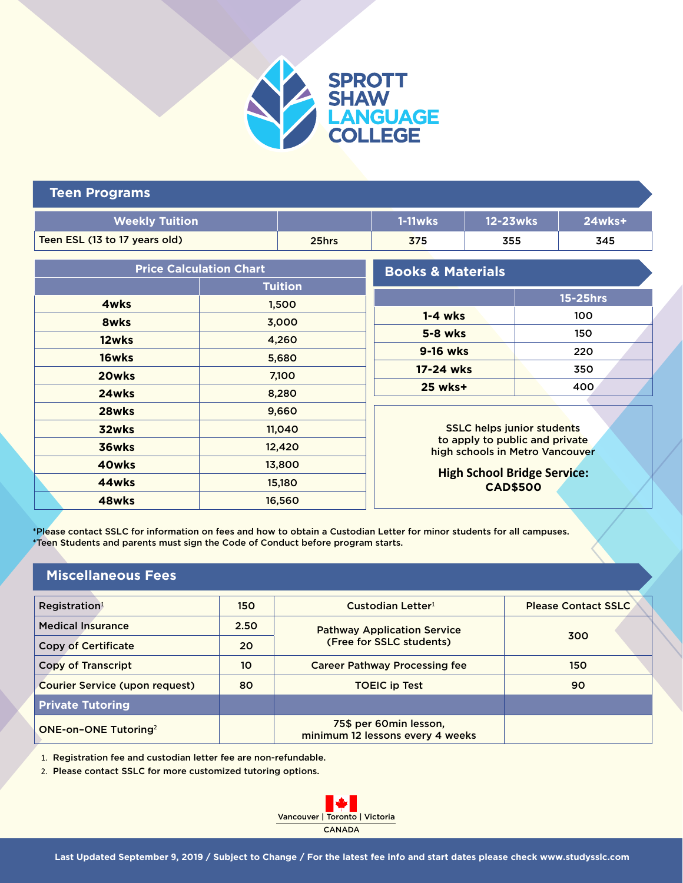SPROTT SHAW LANGUAGE COLLEGE

## Teen Programs

| Weekly Tuition | | 1-11wks | 12-23wks | 24wks+ |
|---|---|---|---|---|
| Teen ESL (13 to 17 years old) | 25hrs | 375 | 355 | 345 |

| Price Calculation Chart | |
|---|---|
| | Tuition |
| 4wks | 1,500 |
| 8wks | 3,000 |
| 12wks | 4,260 |
| 16wks | 5,680 |
| 20wks | 7,100 |
| 24wks | 8,280 |
| 28wks | 9,660 |
| 32wks | 11,040 |
| 36wks | 12,420 |
| 40wks | 13,800 |
| 44wks | 15,180 |
| 48wks | 16,560 |

## Books & Materials

| | 15-25hrs |
|---|---|
| 1-4 wks | 100 |
| 5-8 wks | 150 |
| 9-16 wks | 220 |
| 17-24 wks | 350 |
| 25 wks+ | 400 |

SSLC helps junior students to apply to public and private high schools in Metro Vancouver

**High School Bridge Service: CAD$500**

*Please contact SSLC for information on fees and how to obtain a Custodian Letter for minor students for all campuses.
*Teen Students and parents must sign the Code of Conduct before program starts.

## Miscellaneous Fees

| | | | |
|---|---|---|---|
| Registration[1] | 150 | Custodian Letter[1] | Please Contact SSLC |
| Medical Insurance | 2.50 | Pathway Application Service (Free for SSLC students) | 300 |
| Copy of Certificate | 20 | | |
| Copy of Transcript | 10 | Career Pathway Processing fee | 150 |
| Courier Service (upon request) | 80 | TOEIC ip Test | 90 |
| **Private Tutoring** | | | |
| ONE-on-ONE Tutoring[2] | | 75$ per 60min lesson, minimum 12 lessons every 4 weeks | |

1. Registration fee and custodian letter fee are non-refundable.
2. Please contact SSLC for more customized tutoring options.

Vancouver | Toronto | Victoria
CANADA

Last Updated September 9, 2019 / Subject to Change / For the latest fee info and start dates please check www.studysslc.com